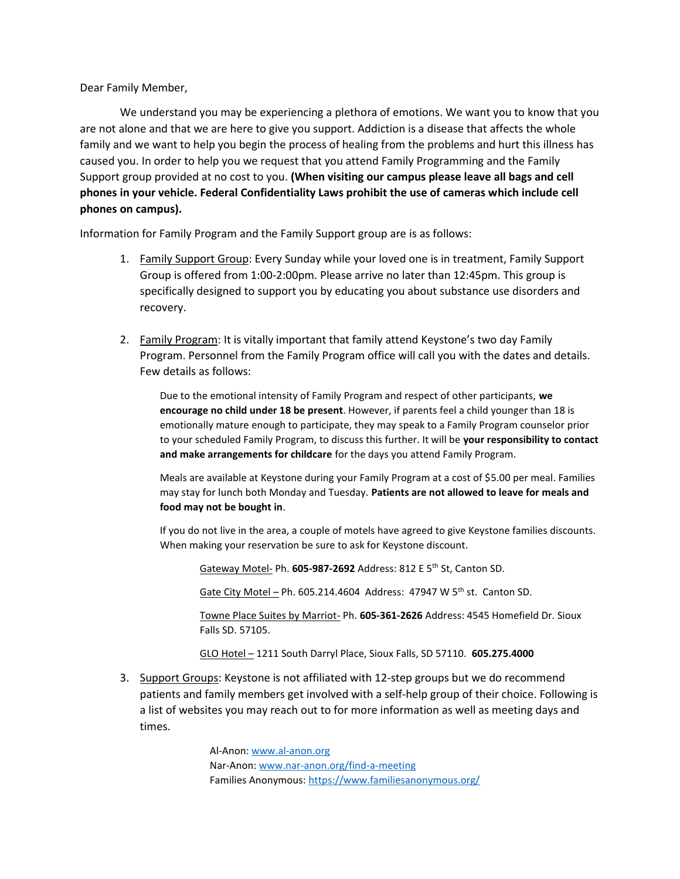Dear Family Member,

We understand you may be experiencing a plethora of emotions. We want you to know that you are not alone and that we are here to give you support. Addiction is a disease that affects the whole family and we want to help you begin the process of healing from the problems and hurt this illness has caused you. In order to help you we request that you attend Family Programming and the Family Support group provided at no cost to you. **(When visiting our campus please leave all bags and cell phones in your vehicle. Federal Confidentiality Laws prohibit the use of cameras which include cell phones on campus).**

Information for Family Program and the Family Support group are is as follows:

1. Family Support Group: Every Sunday while your loved one is in treatment, Family Support Group is offered from 1:00-2:00pm. Please arrive no later than 12:45pm. This group is specifically designed to support you by educating you about substance use disorders and recovery.

2. Family Program: It is vitally important that family attend Keystone's two day Family Program. Personnel from the Family Program office will call you with the dates and details. Few details as follows:

   Due to the emotional intensity of Family Program and respect of other participants, **we encourage no child under 18 be present**. However, if parents feel a child younger than 18 is emotionally mature enough to participate, they may speak to a Family Program counselor prior to your scheduled Family Program, to discuss this further. It will be **your responsibility to contact and make arrangements for childcare** for the days you attend Family Program.

   Meals are available at Keystone during your Family Program at a cost of $5.00 per meal. Families may stay for lunch both Monday and Tuesday. **Patients are not allowed to leave for meals and food may not be bought in**.

   If you do not live in the area, a couple of motels have agreed to give Keystone families discounts. When making your reservation be sure to ask for Keystone discount.

   Gateway Motel- Ph. **605-987-2692** Address: 812 E 5th St, Canton SD.

   Gate City Motel – Ph. 605.214.4604 Address: 47947 W 5th st. Canton SD.

   Towne Place Suites by Marriot- Ph. **605-361-2626** Address: 4545 Homefield Dr. Sioux Falls SD. 57105.

   GLO Hotel – 1211 South Darryl Place, Sioux Falls, SD 57110. **605.275.4000**

3. Support Groups: Keystone is not affiliated with 12-step groups but we do recommend patients and family members get involved with a self-help group of their choice. Following is a list of websites you may reach out to for more information as well as meeting days and times.

   Al-Anon: www.al-anon.org
   Nar-Anon: www.nar-anon.org/find-a-meeting
   Families Anonymous: https://www.familiesanonymous.org/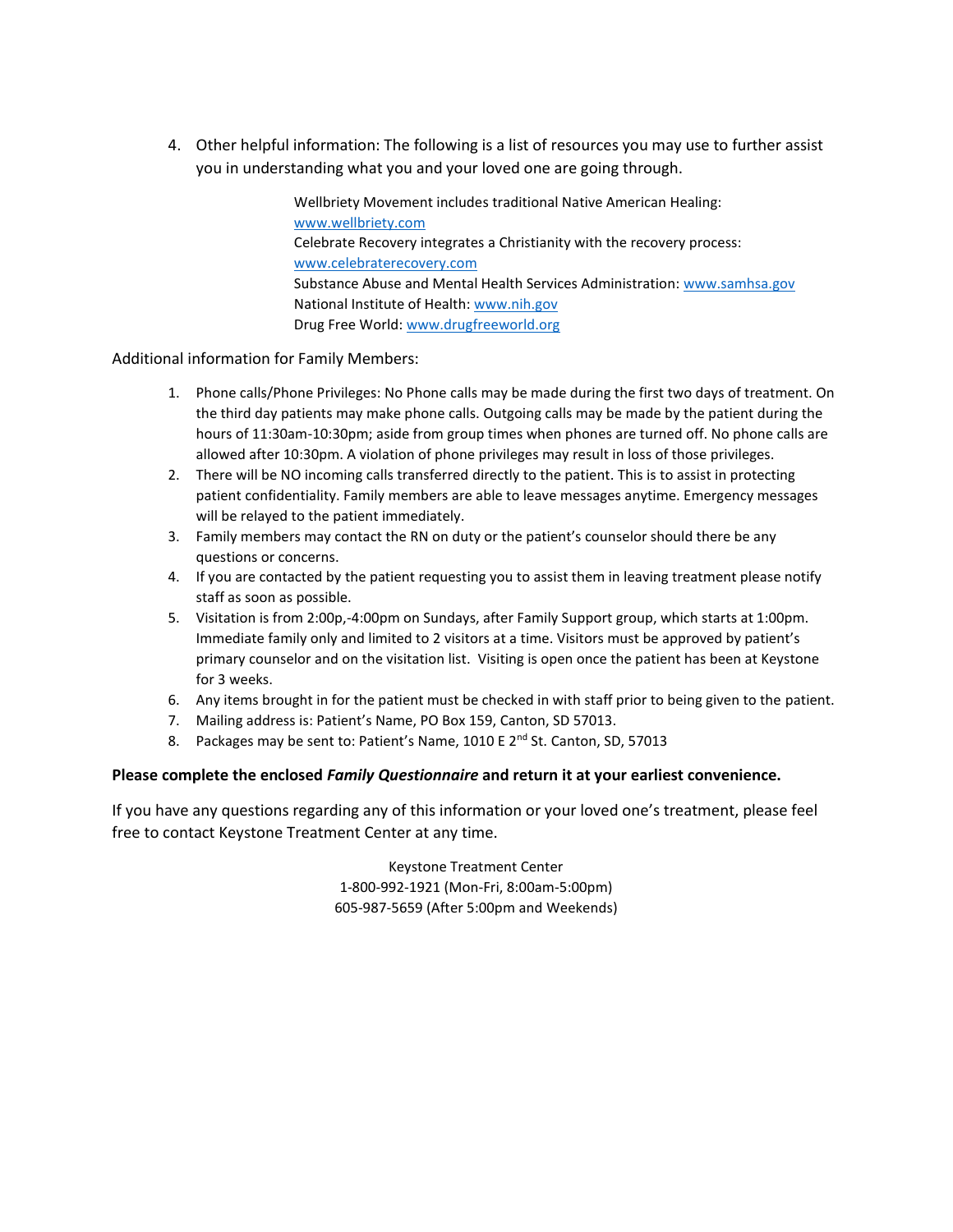4. Other helpful information: The following is a list of resources you may use to further assist you in understanding what you and your loved one are going through.

   Wellbriety Movement includes traditional Native American Healing: www.wellbriety.com
   Celebrate Recovery integrates a Christianity with the recovery process: www.celebraterecovery.com
   Substance Abuse and Mental Health Services Administration: www.samhsa.gov
   National Institute of Health: www.nih.gov
   Drug Free World: www.drugfreeworld.org

Additional information for Family Members:

1. Phone calls/Phone Privileges: No Phone calls may be made during the first two days of treatment. On the third day patients may make phone calls. Outgoing calls may be made by the patient during the hours of 11:30am-10:30pm; aside from group times when phones are turned off. No phone calls are allowed after 10:30pm. A violation of phone privileges may result in loss of those privileges.
2. There will be NO incoming calls transferred directly to the patient. This is to assist in protecting patient confidentiality. Family members are able to leave messages anytime. Emergency messages will be relayed to the patient immediately.
3. Family members may contact the RN on duty or the patient's counselor should there be any questions or concerns.
4. If you are contacted by the patient requesting you to assist them in leaving treatment please notify staff as soon as possible.
5. Visitation is from 2:00p,-4:00pm on Sundays, after Family Support group, which starts at 1:00pm. Immediate family only and limited to 2 visitors at a time. Visitors must be approved by patient's primary counselor and on the visitation list. Visiting is open once the patient has been at Keystone for 3 weeks.
6. Any items brought in for the patient must be checked in with staff prior to being given to the patient.
7. Mailing address is: Patient's Name, PO Box 159, Canton, SD 57013.
8. Packages may be sent to: Patient's Name, 1010 E 2nd St. Canton, SD, 57013

**Please complete the enclosed *Family Questionnaire* and return it at your earliest convenience.**

If you have any questions regarding any of this information or your loved one's treatment, please feel free to contact Keystone Treatment Center at any time.

Keystone Treatment Center
1-800-992-1921 (Mon-Fri, 8:00am-5:00pm)
605-987-5659 (After 5:00pm and Weekends)